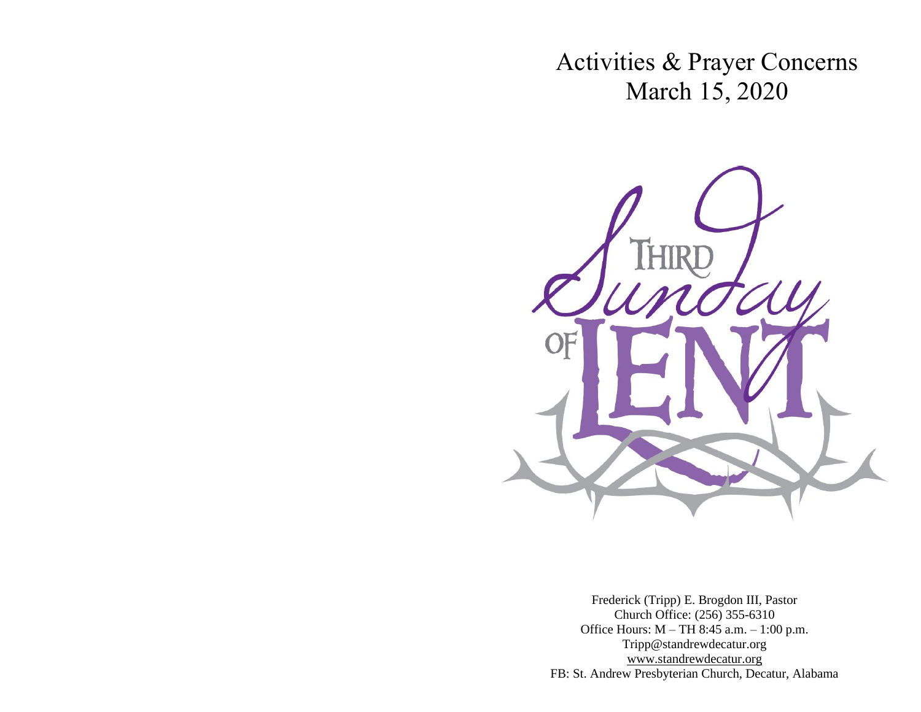# Activities & Prayer Concerns
## March 15, 2020

Third Sunday of Lent

Frederick (Tripp) E. Brogdon III, Pastor
Church Office: (256) 355-6310
Office Hours: M – TH 8:45 a.m. – 1:00 p.m.
Tripp@standrewdecatur.org
www.standrewdecatur.org
FB: St. Andrew Presbyterian Church, Decatur, Alabama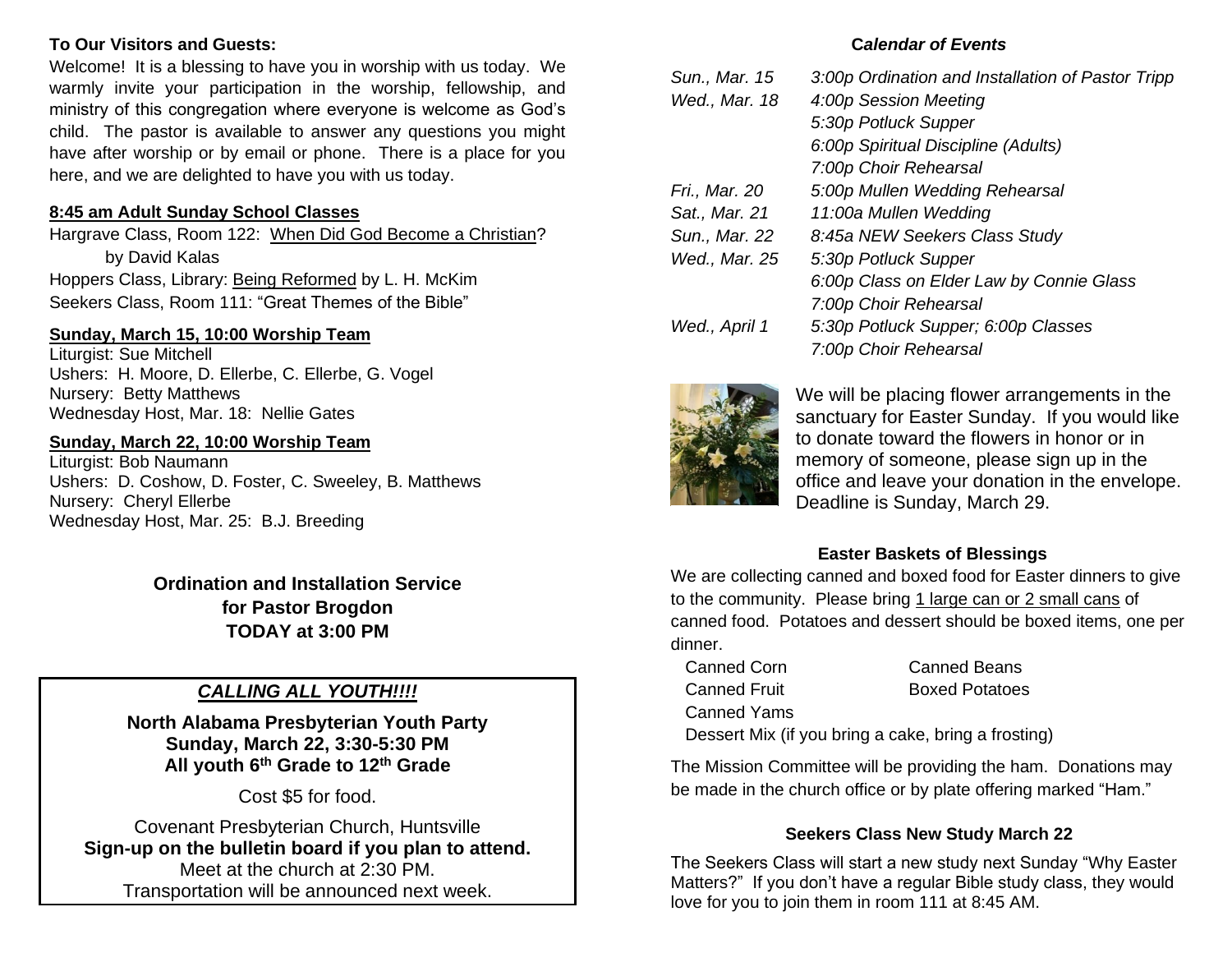**To Our Visitors and Guests:**

Welcome! It is a blessing to have you in worship with us today. We warmly invite your participation in the worship, fellowship, and ministry of this congregation where everyone is welcome as God's child. The pastor is available to answer any questions you might have after worship or by email or phone. There is a place for you here, and we are delighted to have you with us today.

**8:45 am Adult Sunday School Classes**

Hargrave Class, Room 122: When Did God Become a Christian? by David Kalas

Hoppers Class, Library: Being Reformed by L. H. McKim

Seekers Class, Room 111: "Great Themes of the Bible"

**Sunday, March 15, 10:00 Worship Team**

Liturgist: Sue Mitchell
Ushers: H. Moore, D. Ellerbe, C. Ellerbe, G. Vogel
Nursery: Betty Matthews
Wednesday Host, Mar. 18: Nellie Gates

**Sunday, March 22, 10:00 Worship Team**

Liturgist: Bob Naumann
Ushers: D. Coshow, D. Foster, C. Sweeley, B. Matthews
Nursery: Cheryl Ellerbe
Wednesday Host, Mar. 25: B.J. Breeding

**Ordination and Installation Service for Pastor Brogdon TODAY at 3:00 PM**

***CALLING ALL YOUTH!!!!***

**North Alabama Presbyterian Youth Party**
**Sunday, March 22, 3:30-5:30 PM**
**All youth 6th Grade to 12th Grade**

Cost $5 for food.

Covenant Presbyterian Church, Huntsville
**Sign-up on the bulletin board if you plan to attend.**
Meet at the church at 2:30 PM.
Transportation will be announced next week.

***Calendar of Events***

| | |
|---|---|
| *Sun., Mar. 15* | *3:00p Ordination and Installation of Pastor Tripp* |
| *Wed., Mar. 18* | *4:00p Session Meeting* |
| | *5:30p Potluck Supper* |
| | *6:00p Spiritual Discipline (Adults)* |
| | *7:00p Choir Rehearsal* |
| *Fri., Mar. 20* | *5:00p Mullen Wedding Rehearsal* |
| *Sat., Mar. 21* | *11:00a Mullen Wedding* |
| *Sun., Mar. 22* | *8:45a NEW Seekers Class Study* |
| *Wed., Mar. 25* | *5:30p Potluck Supper* |
| | *6:00p Class on Elder Law by Connie Glass* |
| | *7:00p Choir Rehearsal* |
| *Wed., April 1* | *5:30p Potluck Supper; 6:00p Classes* |
| | *7:00p Choir Rehearsal* |

We will be placing flower arrangements in the sanctuary for Easter Sunday. If you would like to donate toward the flowers in honor or in memory of someone, please sign up in the office and leave your donation in the envelope. Deadline is Sunday, March 29.

**Easter Baskets of Blessings**

We are collecting canned and boxed food for Easter dinners to give to the community. Please bring 1 large can or 2 small cans of canned food. Potatoes and dessert should be boxed items, one per dinner.

- Canned Corn
- Canned Beans
- Canned Fruit
- Boxed Potatoes
- Canned Yams
- Dessert Mix (if you bring a cake, bring a frosting)

The Mission Committee will be providing the ham. Donations may be made in the church office or by plate offering marked "Ham."

**Seekers Class New Study March 22**

The Seekers Class will start a new study next Sunday "Why Easter Matters?" If you don't have a regular Bible study class, they would love for you to join them in room 111 at 8:45 AM.